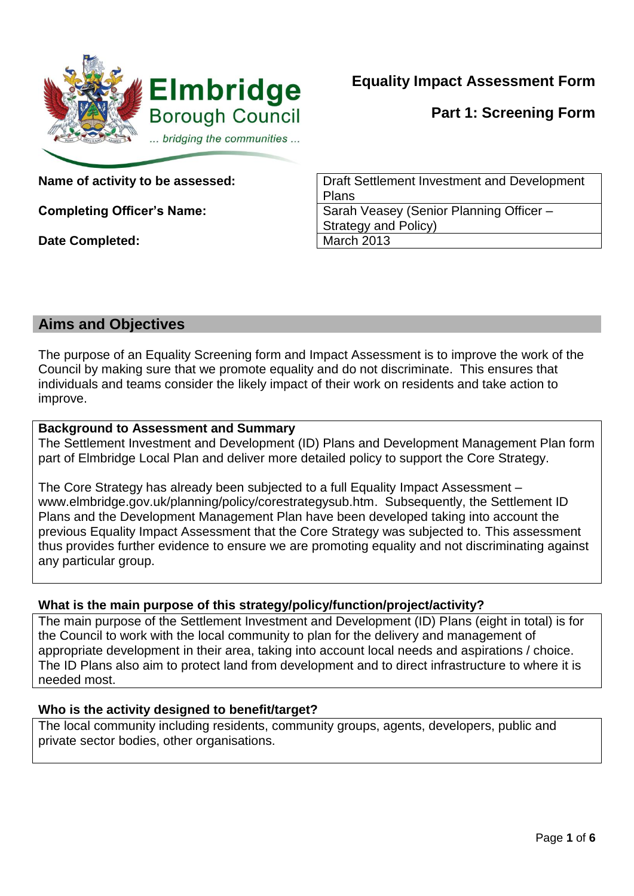Elmbridge Borough Council

... bridging the communities ...

# Equality Impact Assessment Form

## Part 1: Screening Form

| | |
|---|---|
| **Name of activity to be assessed:** | Draft Settlement Investment and Development Plans |
| **Completing Officer's Name:** | Sarah Veasey (Senior Planning Officer – Strategy and Policy) |
| **Date Completed:** | March 2013 |

## Aims and Objectives

The purpose of an Equality Screening form and Impact Assessment is to improve the work of the Council by making sure that we promote equality and do not discriminate. This ensures that individuals and teams consider the likely impact of their work on residents and take action to improve.

**Background to Assessment and Summary**

The Settlement Investment and Development (ID) Plans and Development Management Plan form part of Elmbridge Local Plan and deliver more detailed policy to support the Core Strategy.

The Core Strategy has already been subjected to a full Equality Impact Assessment – www.elmbridge.gov.uk/planning/policy/corestrategysub.htm. Subsequently, the Settlement ID Plans and the Development Management Plan have been developed taking into account the previous Equality Impact Assessment that the Core Strategy was subjected to. This assessment thus provides further evidence to ensure we are promoting equality and not discriminating against any particular group.

**What is the main purpose of this strategy/policy/function/project/activity?**

The main purpose of the Settlement Investment and Development (ID) Plans (eight in total) is for the Council to work with the local community to plan for the delivery and management of appropriate development in their area, taking into account local needs and aspirations / choice. The ID Plans also aim to protect land from development and to direct infrastructure to where it is needed most.

**Who is the activity designed to benefit/target?**

The local community including residents, community groups, agents, developers, public and private sector bodies, other organisations.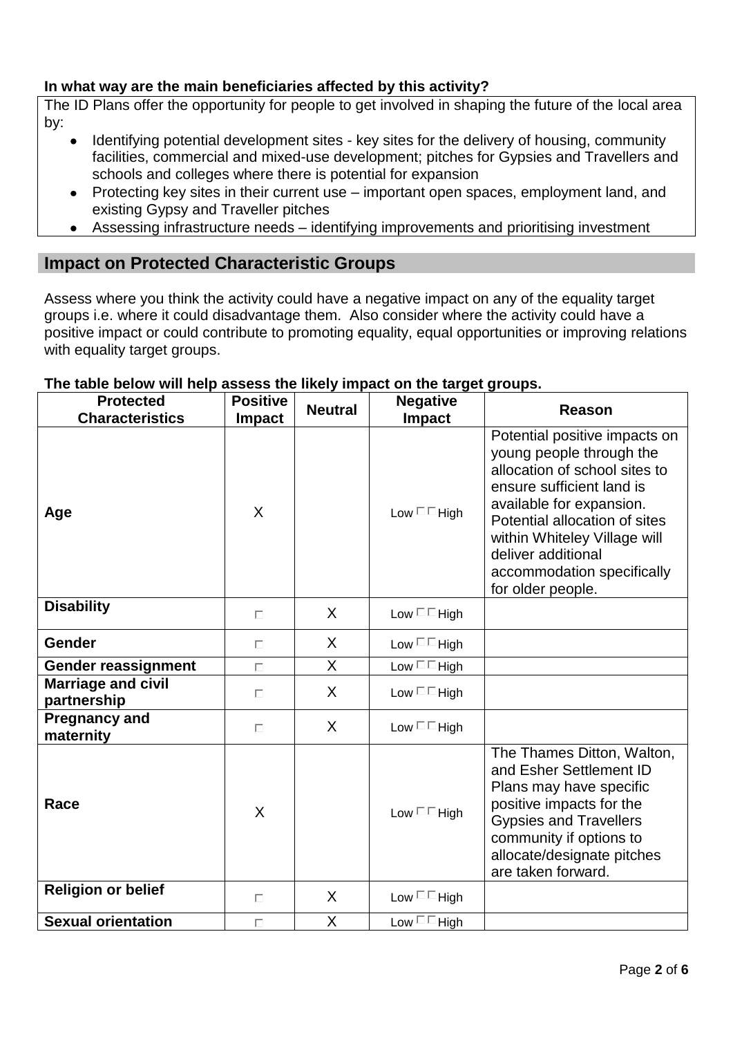**In what way are the main beneficiaries affected by this activity?**

The ID Plans offer the opportunity for people to get involved in shaping the future of the local area by:

- Identifying potential development sites - key sites for the delivery of housing, community facilities, commercial and mixed-use development; pitches for Gypsies and Travellers and schools and colleges where there is potential for expansion
- Protecting key sites in their current use – important open spaces, employment land, and existing Gypsy and Traveller pitches
- Assessing infrastructure needs – identifying improvements and prioritising investment

## Impact on Protected Characteristic Groups

Assess where you think the activity could have a negative impact on any of the equality target groups i.e. where it could disadvantage them. Also consider where the activity could have a positive impact or could contribute to promoting equality, equal opportunities or improving relations with equality target groups.

**The table below will help assess the likely impact on the target groups.**

| Protected Characteristics | Positive Impact | Neutral | Negative Impact | Reason |
|---|---|---|---|---|
| **Age** | X | | Low ☐☐ High | Potential positive impacts on young people through the allocation of school sites to ensure sufficient land is available for expansion. Potential allocation of sites within Whiteley Village will deliver additional accommodation specifically for older people. |
| **Disability** | ☐ | X | Low ☐☐ High | |
| **Gender** | ☐ | X | Low ☐☐ High | |
| **Gender reassignment** | ☐ | X | Low ☐☐ High | |
| **Marriage and civil partnership** | ☐ | X | Low ☐☐ High | |
| **Pregnancy and maternity** | ☐ | X | Low ☐☐ High | |
| **Race** | X | | Low ☐☐ High | The Thames Ditton, Walton, and Esher Settlement ID Plans may have specific positive impacts for the Gypsies and Travellers community if options to allocate/designate pitches are taken forward. |
| **Religion or belief** | ☐ | X | Low ☐☐ High | |
| **Sexual orientation** | ☐ | X | Low ☐☐ High | |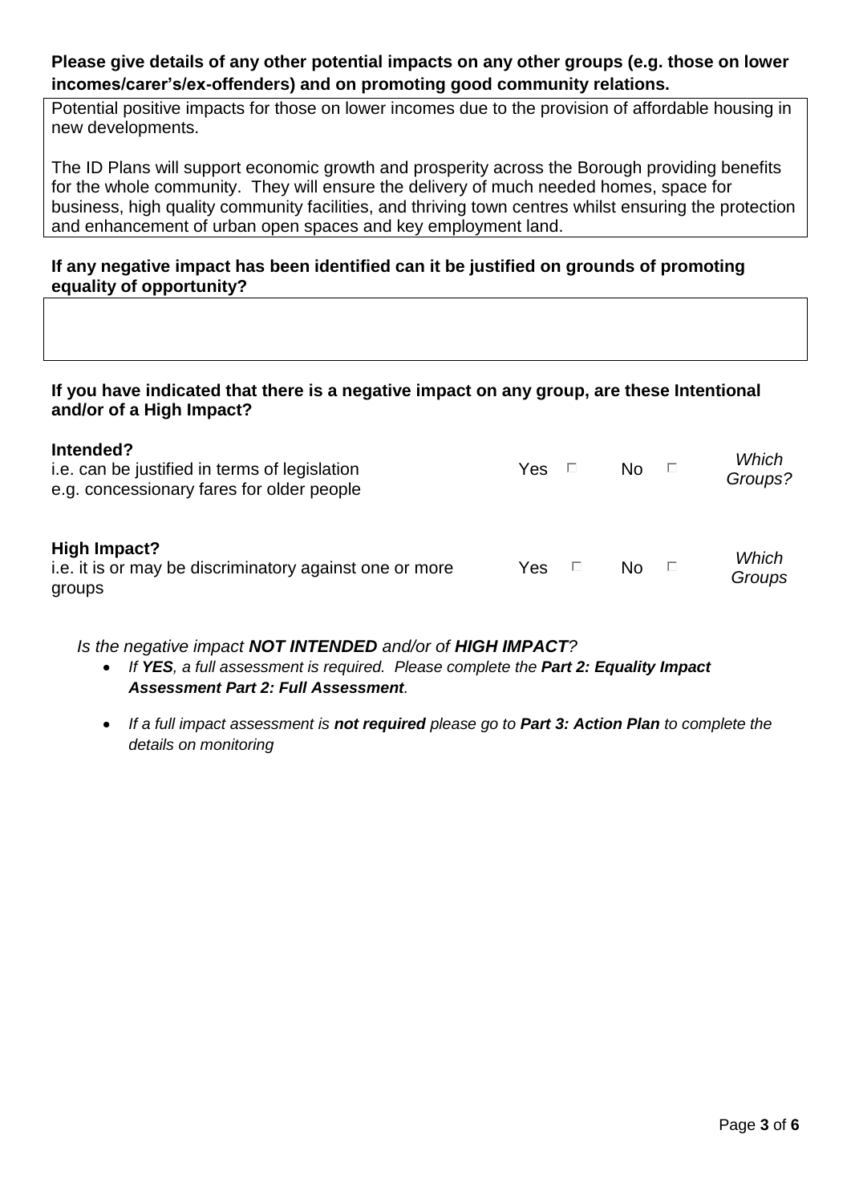**Please give details of any other potential impacts on any other groups (e.g. those on lower incomes/carer's/ex-offenders) and on promoting good community relations.**

Potential positive impacts for those on lower incomes due to the provision of affordable housing in new developments.

The ID Plans will support economic growth and prosperity across the Borough providing benefits for the whole community. They will ensure the delivery of much needed homes, space for business, high quality community facilities, and thriving town centres whilst ensuring the protection and enhancement of urban open spaces and key employment land.

**If any negative impact has been identified can it be justified on grounds of promoting equality of opportunity?**

**If you have indicated that there is a negative impact on any group, are these Intentional and/or of a High Impact?**

| | | | |
|---|---|---|---|
| **Intended?**<br>i.e. can be justified in terms of legislation<br>e.g. concessionary fares for older people | Yes ☐ | No ☐ | *Which Groups?* |
| **High Impact?**<br>i.e. it is or may be discriminatory against one or more groups | Yes ☐ | No ☐ | *Which Groups* |

*Is the negative impact **NOT INTENDED** and/or of **HIGH IMPACT**?*

- *If **YES**, a full assessment is required. Please complete the **Part 2: Equality Impact Assessment Part 2: Full Assessment**.*
- *If a full impact assessment is **not required** please go to **Part 3: Action Plan** to complete the details on monitoring*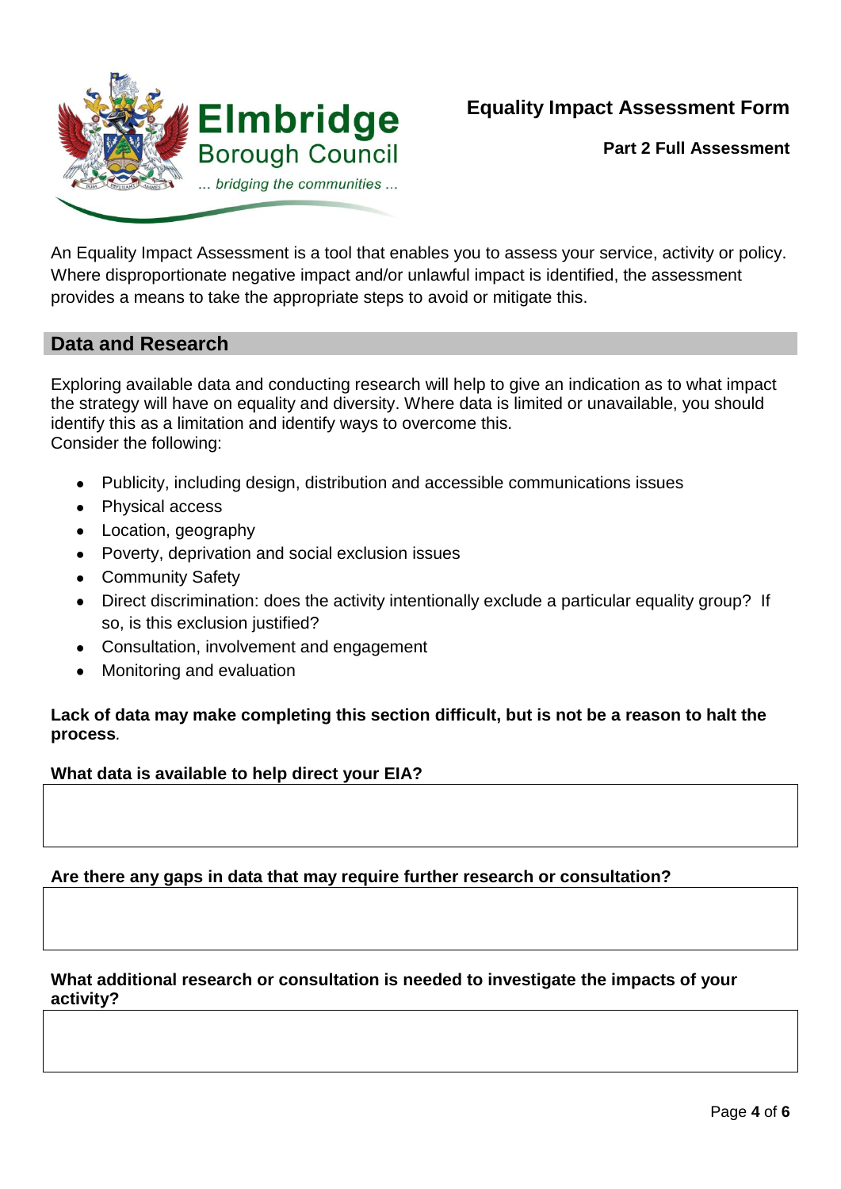Elmbridge Borough Council

... bridging the communities ...

# Equality Impact Assessment Form

**Part 2 Full Assessment**

An Equality Impact Assessment is a tool that enables you to assess your service, activity or policy. Where disproportionate negative impact and/or unlawful impact is identified, the assessment provides a means to take the appropriate steps to avoid or mitigate this.

## Data and Research

Exploring available data and conducting research will help to give an indication as to what impact the strategy will have on equality and diversity. Where data is limited or unavailable, you should identify this as a limitation and identify ways to overcome this.
Consider the following:

- Publicity, including design, distribution and accessible communications issues
- Physical access
- Location, geography
- Poverty, deprivation and social exclusion issues
- Community Safety
- Direct discrimination: does the activity intentionally exclude a particular equality group? If so, is this exclusion justified?
- Consultation, involvement and engagement
- Monitoring and evaluation

**Lack of data may make completing this section difficult, but is not be a reason to halt the process**.

**What data is available to help direct your EIA?**

| |
|---|
| |

**Are there any gaps in data that may require further research or consultation?**

| |
|---|
| |

**What additional research or consultation is needed to investigate the impacts of your activity?**

| |
|---|
| |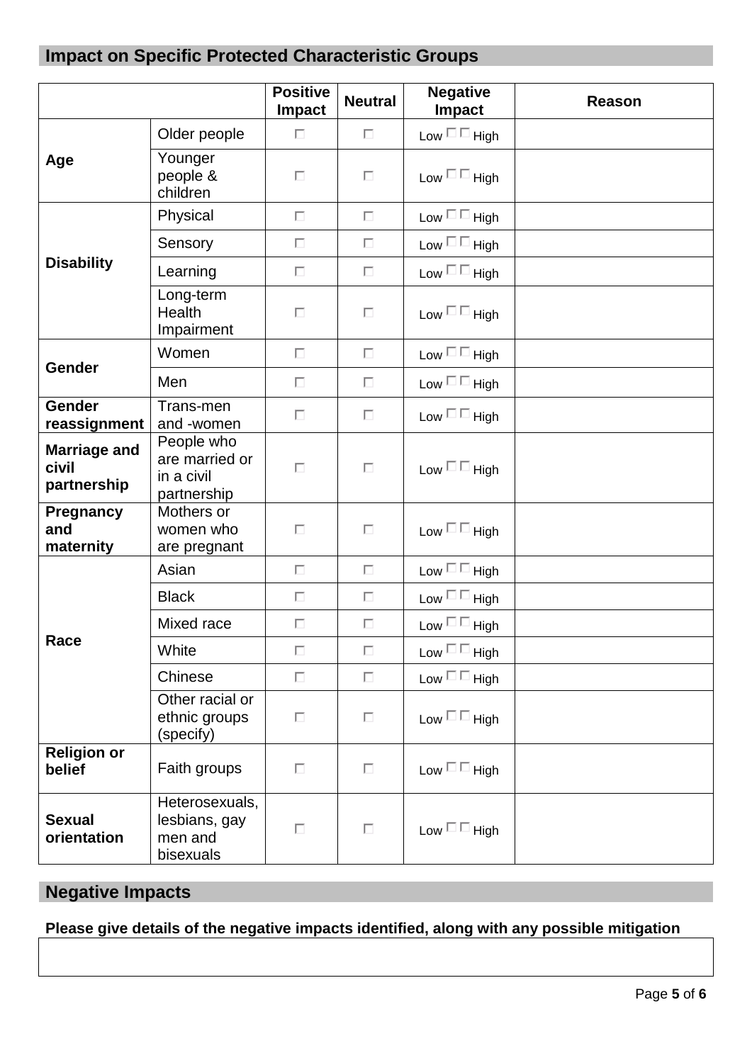## Impact on Specific Protected Characteristic Groups

| | | Positive Impact | Neutral | Negative Impact | Reason |
|---|---|---|---|---|---|
| **Age** | Older people | ☐ | ☐ | Low ☐☐ High | |
| | Younger people & children | ☐ | ☐ | Low ☐☐ High | |
| **Disability** | Physical | ☐ | ☐ | Low ☐☐ High | |
| | Sensory | ☐ | ☐ | Low ☐☐ High | |
| | Learning | ☐ | ☐ | Low ☐☐ High | |
| | Long-term Health Impairment | ☐ | ☐ | Low ☐☐ High | |
| **Gender** | Women | ☐ | ☐ | Low ☐☐ High | |
| | Men | ☐ | ☐ | Low ☐☐ High | |
| **Gender reassignment** | Trans-men and -women | ☐ | ☐ | Low ☐☐ High | |
| **Marriage and civil partnership** | People who are married or in a civil partnership | ☐ | ☐ | Low ☐☐ High | |
| **Pregnancy and maternity** | Mothers or women who are pregnant | ☐ | ☐ | Low ☐☐ High | |
| **Race** | Asian | ☐ | ☐ | Low ☐☐ High | |
| | Black | ☐ | ☐ | Low ☐☐ High | |
| | Mixed race | ☐ | ☐ | Low ☐☐ High | |
| | White | ☐ | ☐ | Low ☐☐ High | |
| | Chinese | ☐ | ☐ | Low ☐☐ High | |
| | Other racial or ethnic groups (specify) | ☐ | ☐ | Low ☐☐ High | |
| **Religion or belief** | Faith groups | ☐ | ☐ | Low ☐☐ High | |
| **Sexual orientation** | Heterosexuals, lesbians, gay men and bisexuals | ☐ | ☐ | Low ☐☐ High | |

## Negative Impacts

**Please give details of the negative impacts identified, along with any possible mitigation**

| |
|---|
| |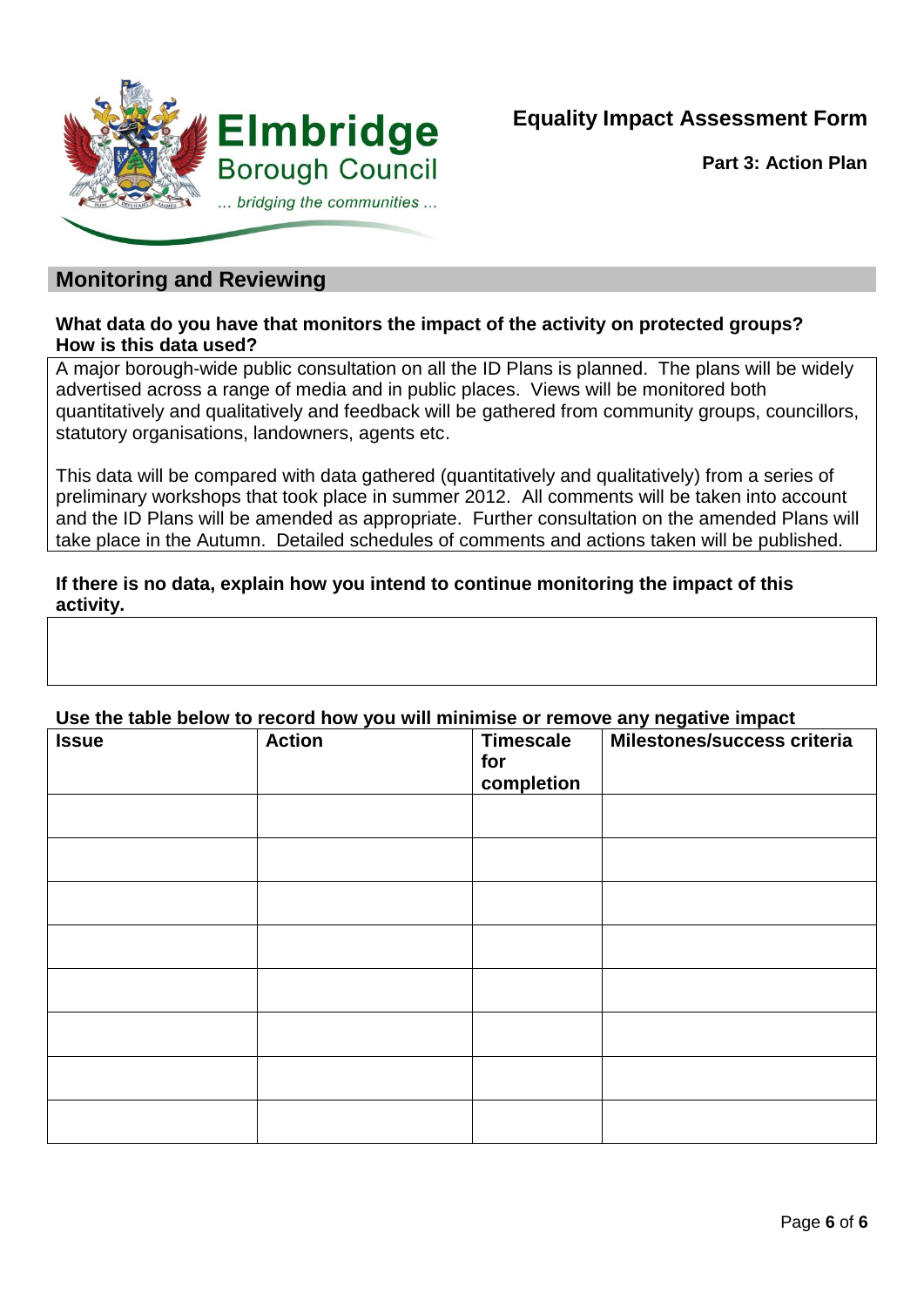**Elmbridge Borough Council**
*... bridging the communities ...*

# Equality Impact Assessment Form

**Part 3: Action Plan**

## Monitoring and Reviewing

**What data do you have that monitors the impact of the activity on protected groups? How is this data used?**

A major borough-wide public consultation on all the ID Plans is planned. The plans will be widely advertised across a range of media and in public places. Views will be monitored both quantitatively and qualitatively and feedback will be gathered from community groups, councillors, statutory organisations, landowners, agents etc.

This data will be compared with data gathered (quantitatively and qualitatively) from a series of preliminary workshops that took place in summer 2012. All comments will be taken into account and the ID Plans will be amended as appropriate. Further consultation on the amended Plans will take place in the Autumn. Detailed schedules of comments and actions taken will be published.

**If there is no data, explain how you intend to continue monitoring the impact of this activity.**

**Use the table below to record how you will minimise or remove any negative impact**

| Issue | Action | Timescale for completion | Milestones/success criteria |
|---|---|---|---|
| | | | |
| | | | |
| | | | |
| | | | |
| | | | |
| | | | |
| | | | |
| | | | |